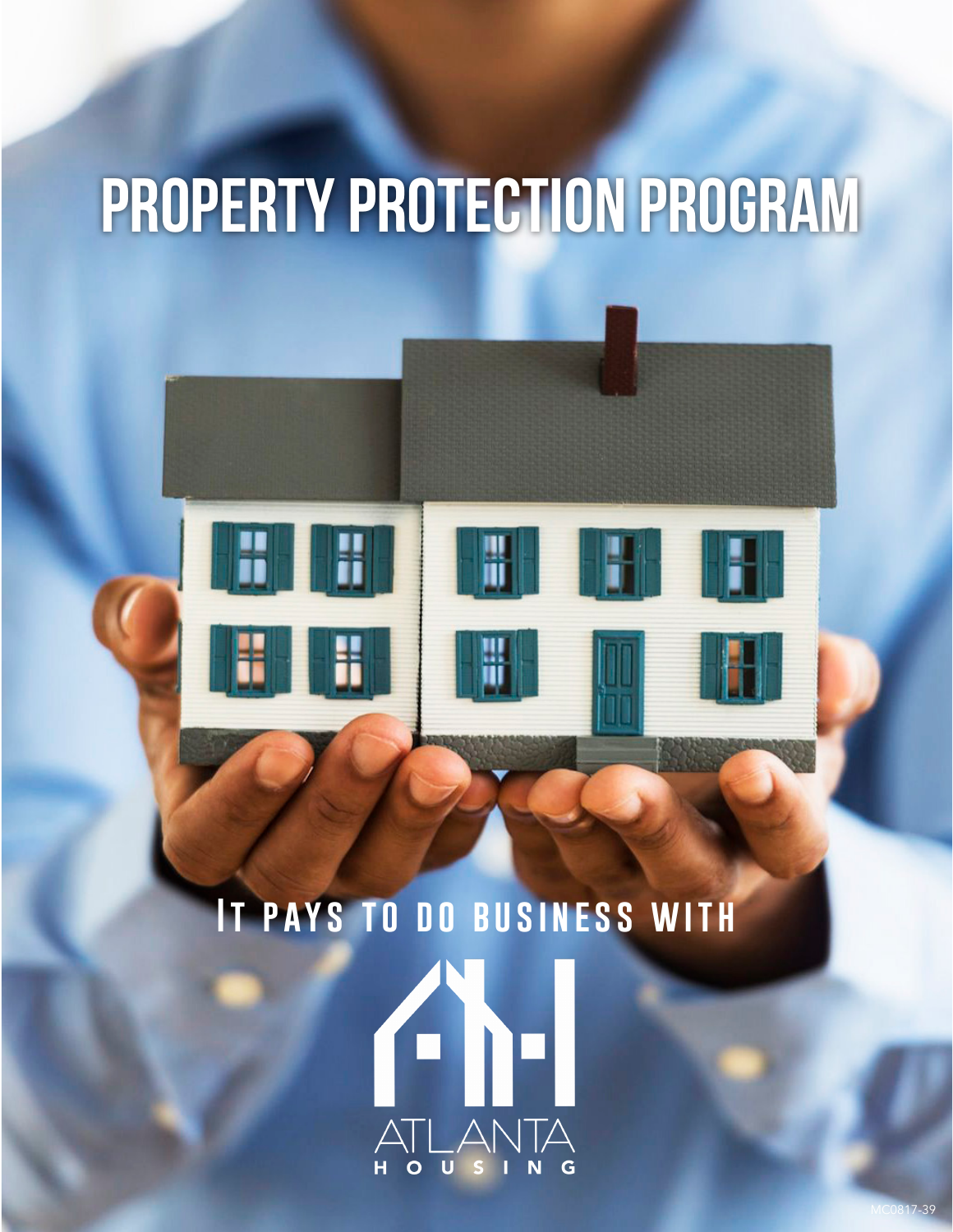# PROPERTY PROTECTION PROGRAM

It pays to do business with

ATLANTA HOUSING

MC0817-39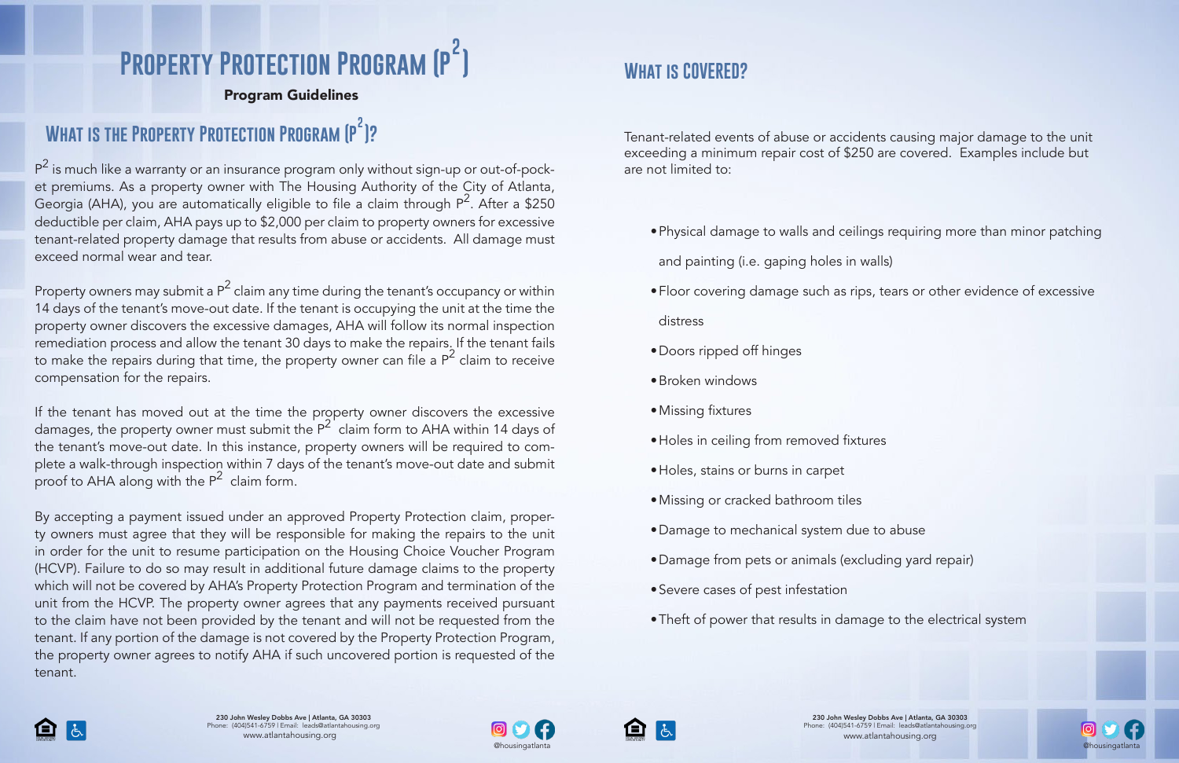# Property Protection Program ($P^2$)

**Program Guidelines**

## What is the Property Protection Program ($P^2$)?

$P^2$ is much like a warranty or an insurance program only without sign-up or out-of-pocket premiums. As a property owner with The Housing Authority of the City of Atlanta, Georgia (AHA), you are automatically eligible to file a claim through $P^2$. After a $250 deductible per claim, AHA pays up to $2,000 per claim to property owners for excessive tenant-related property damage that results from abuse or accidents. All damage must exceed normal wear and tear.

Property owners may submit a $P^2$ claim any time during the tenant's occupancy or within 14 days of the tenant's move-out date. If the tenant is occupying the unit at the time the property owner discovers the excessive damages, AHA will follow its normal inspection remediation process and allow the tenant 30 days to make the repairs. If the tenant fails to make the repairs during that time, the property owner can file a $P^2$ claim to receive compensation for the repairs.

If the tenant has moved out at the time the property owner discovers the excessive damages, the property owner must submit the $P^2$ claim form to AHA within 14 days of the tenant's move-out date. In this instance, property owners will be required to complete a walk-through inspection within 7 days of the tenant's move-out date and submit proof to AHA along with the $P^2$ claim form.

By accepting a payment issued under an approved Property Protection claim, property owners must agree that they will be responsible for making the repairs to the unit in order for the unit to resume participation on the Housing Choice Voucher Program (HCVP). Failure to do so may result in additional future damage claims to the property which will not be covered by AHA's Property Protection Program and termination of the unit from the HCVP. The property owner agrees that any payments received pursuant to the claim have not been provided by the tenant and will not be requested from the tenant. If any portion of the damage is not covered by the Property Protection Program, the property owner agrees to notify AHA if such uncovered portion is requested of the tenant.

## What is Covered?

Tenant-related events of abuse or accidents causing major damage to the unit exceeding a minimum repair cost of $250 are covered. Examples include but are not limited to:

- Physical damage to walls and ceilings requiring more than minor patching and painting (i.e. gaping holes in walls)
- Floor covering damage such as rips, tears or other evidence of excessive distress
- Doors ripped off hinges
- Broken windows
- Missing fixtures
- Holes in ceiling from removed fixtures
- Holes, stains or burns in carpet
- Missing or cracked bathroom tiles
- Damage to mechanical system due to abuse
- Damage from pets or animals (excluding yard repair)
- Severe cases of pest infestation
- Theft of power that results in damage to the electrical system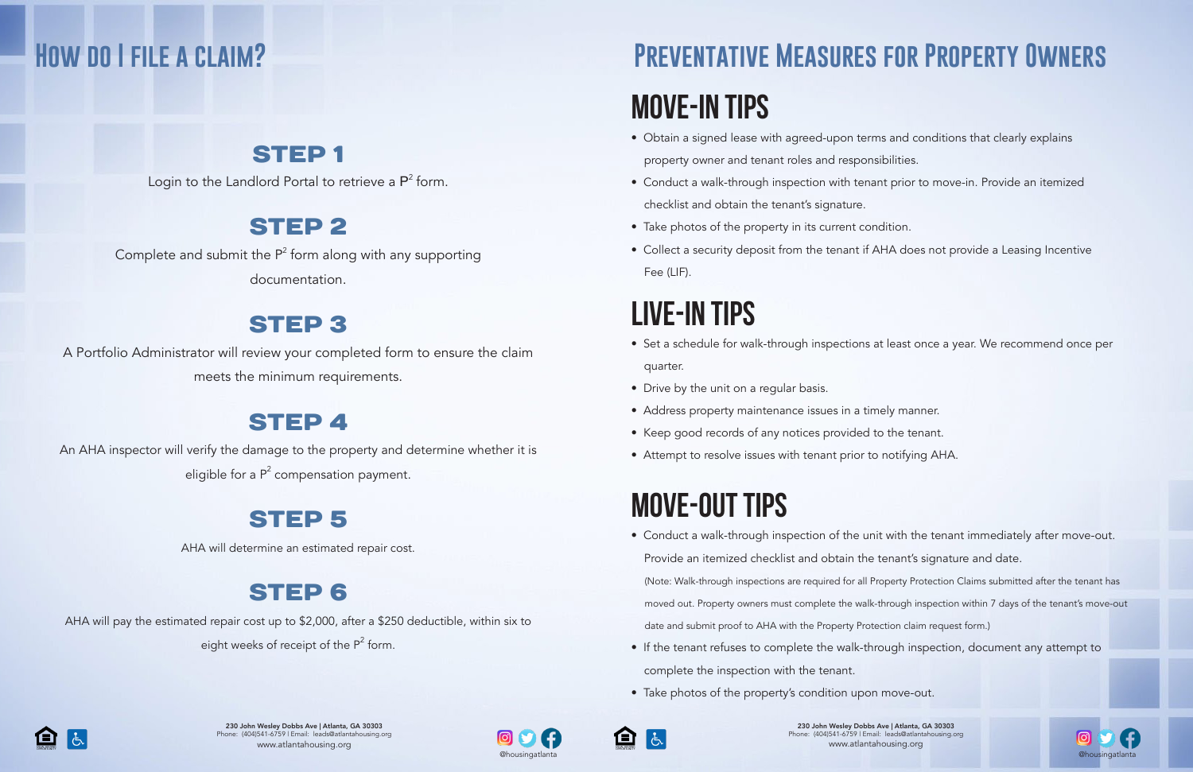# How do I file a claim?

## STEP 1

Login to the Landlord Portal to retrieve a $P^2$ form.

## STEP 2

Complete and submit the $P^2$ form along with any supporting documentation.

## STEP 3

A Portfolio Administrator will review your completed form to ensure the claim meets the minimum requirements.

## STEP 4

An AHA inspector will verify the damage to the property and determine whether it is eligible for a $P^2$ compensation payment.

## STEP 5

AHA will determine an estimated repair cost.

## STEP 6

AHA will pay the estimated repair cost up to $2,000, after a $250 deductible, within six to eight weeks of receipt of the $P^2$ form.

230 John Wesley Dobbs Ave | Atlanta, GA 30303
Phone: (404)541-6759 | Email: leads@atlantahousing.org
www.atlantahousing.org

@housingatlanta

# Preventative Measures for Property Owners

## MOVE-IN TIPS

- Obtain a signed lease with agreed-upon terms and conditions that clearly explains property owner and tenant roles and responsibilities.
- Conduct a walk-through inspection with tenant prior to move-in. Provide an itemized checklist and obtain the tenant's signature.
- Take photos of the property in its current condition.
- Collect a security deposit from the tenant if AHA does not provide a Leasing Incentive Fee (LIF).

## LIVE-IN TIPS

- Set a schedule for walk-through inspections at least once a year. We recommend once per quarter.
- Drive by the unit on a regular basis.
- Address property maintenance issues in a timely manner.
- Keep good records of any notices provided to the tenant.
- Attempt to resolve issues with tenant prior to notifying AHA.

## MOVE-OUT TIPS

- Conduct a walk-through inspection of the unit with the tenant immediately after move-out. Provide an itemized checklist and obtain the tenant's signature and date.
  (Note: Walk-through inspections are required for all Property Protection Claims submitted after the tenant has moved out. Property owners must complete the walk-through inspection within 7 days of the tenant's move-out date and submit proof to AHA with the Property Protection claim request form.)
- If the tenant refuses to complete the walk-through inspection, document any attempt to complete the inspection with the tenant.
- Take photos of the property's condition upon move-out.

230 John Wesley Dobbs Ave | Atlanta, GA 30303
Phone: (404)541-6759 | Email: leads@atlantahousing.org
www.atlantahousing.org

@housingatlanta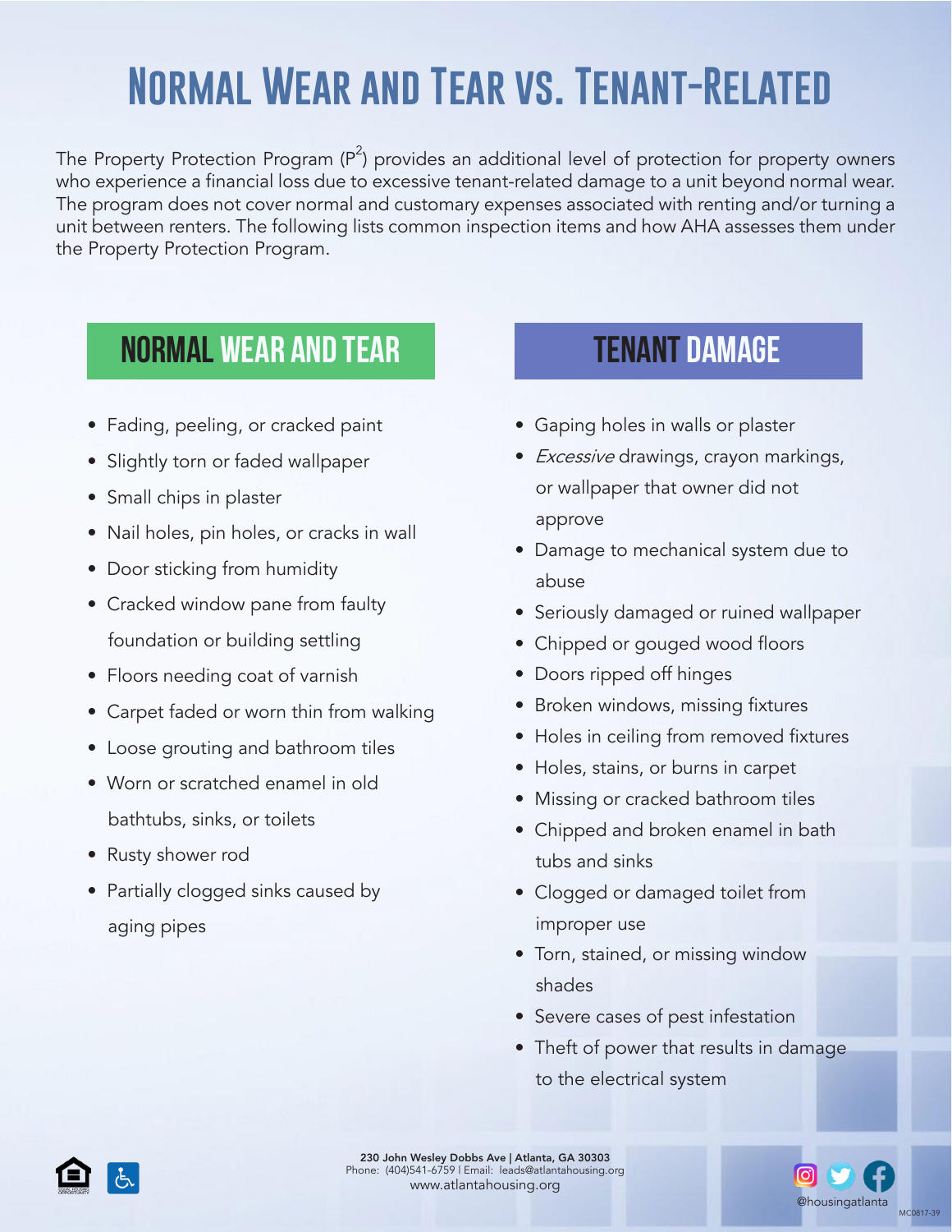# Normal Wear and Tear vs. Tenant-Related

The Property Protection Program ($P^2$) provides an additional level of protection for property owners who experience a financial loss due to excessive tenant-related damage to a unit beyond normal wear. The program does not cover normal and customary expenses associated with renting and/or turning a unit between renters. The following lists common inspection items and how AHA assesses them under the Property Protection Program.

## Normal Wear and Tear

- Fading, peeling, or cracked paint
- Slightly torn or faded wallpaper
- Small chips in plaster
- Nail holes, pin holes, or cracks in wall
- Door sticking from humidity
- Cracked window pane from faulty foundation or building settling
- Floors needing coat of varnish
- Carpet faded or worn thin from walking
- Loose grouting and bathroom tiles
- Worn or scratched enamel in old bathtubs, sinks, or toilets
- Rusty shower rod
- Partially clogged sinks caused by aging pipes

## Tenant Damage

- Gaping holes in walls or plaster
- *Excessive* drawings, crayon markings, or wallpaper that owner did not approve
- Damage to mechanical system due to abuse
- Seriously damaged or ruined wallpaper
- Chipped or gouged wood floors
- Doors ripped off hinges
- Broken windows, missing fixtures
- Holes in ceiling from removed fixtures
- Holes, stains, or burns in carpet
- Missing or cracked bathroom tiles
- Chipped and broken enamel in bath tubs and sinks
- Clogged or damaged toilet from improper use
- Torn, stained, or missing window shades
- Severe cases of pest infestation
- Theft of power that results in damage to the electrical system

230 John Wesley Dobbs Ave | Atlanta, GA 30303
Phone: (404)541-6759 | Email: leads@atlantahousing.org
www.atlantahousing.org

@housingatlanta

MC0817-39